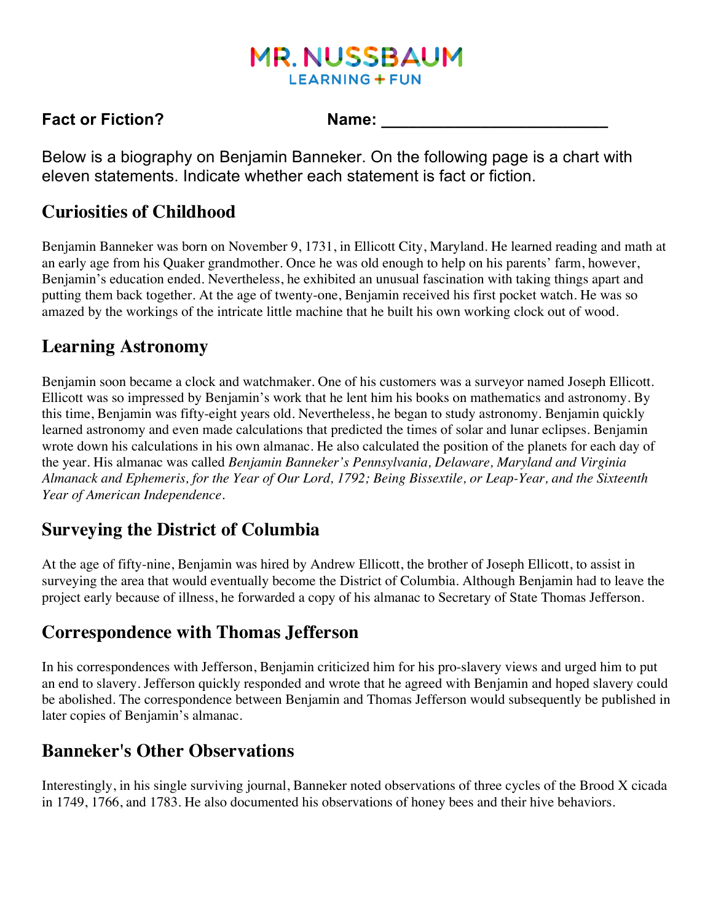MR. NUSSBAUM
LEARNING + FUN

**Fact or Fiction?** **Name: \_\_\_\_\_\_\_\_\_\_\_\_\_\_\_\_\_\_\_\_\_\_\_\_\_**

Below is a biography on Benjamin Banneker. On the following page is a chart with eleven statements. Indicate whether each statement is fact or fiction.

## Curiosities of Childhood

Benjamin Banneker was born on November 9, 1731, in Ellicott City, Maryland. He learned reading and math at an early age from his Quaker grandmother. Once he was old enough to help on his parents' farm, however, Benjamin's education ended. Nevertheless, he exhibited an unusual fascination with taking things apart and putting them back together. At the age of twenty-one, Benjamin received his first pocket watch. He was so amazed by the workings of the intricate little machine that he built his own working clock out of wood.

## Learning Astronomy

Benjamin soon became a clock and watchmaker. One of his customers was a surveyor named Joseph Ellicott. Ellicott was so impressed by Benjamin's work that he lent him his books on mathematics and astronomy. By this time, Benjamin was fifty-eight years old. Nevertheless, he began to study astronomy. Benjamin quickly learned astronomy and even made calculations that predicted the times of solar and lunar eclipses. Benjamin wrote down his calculations in his own almanac. He also calculated the position of the planets for each day of the year. His almanac was called *Benjamin Banneker's Pennsylvania, Delaware, Maryland and Virginia Almanack and Ephemeris, for the Year of Our Lord, 1792; Being Bissextile, or Leap-Year, and the Sixteenth Year of American Independence*.

## Surveying the District of Columbia

At the age of fifty-nine, Benjamin was hired by Andrew Ellicott, the brother of Joseph Ellicott, to assist in surveying the area that would eventually become the District of Columbia. Although Benjamin had to leave the project early because of illness, he forwarded a copy of his almanac to Secretary of State Thomas Jefferson.

## Correspondence with Thomas Jefferson

In his correspondences with Jefferson, Benjamin criticized him for his pro-slavery views and urged him to put an end to slavery. Jefferson quickly responded and wrote that he agreed with Benjamin and hoped slavery could be abolished. The correspondence between Benjamin and Thomas Jefferson would subsequently be published in later copies of Benjamin's almanac.

## Banneker's Other Observations

Interestingly, in his single surviving journal, Banneker noted observations of three cycles of the Brood X cicada in 1749, 1766, and 1783. He also documented his observations of honey bees and their hive behaviors.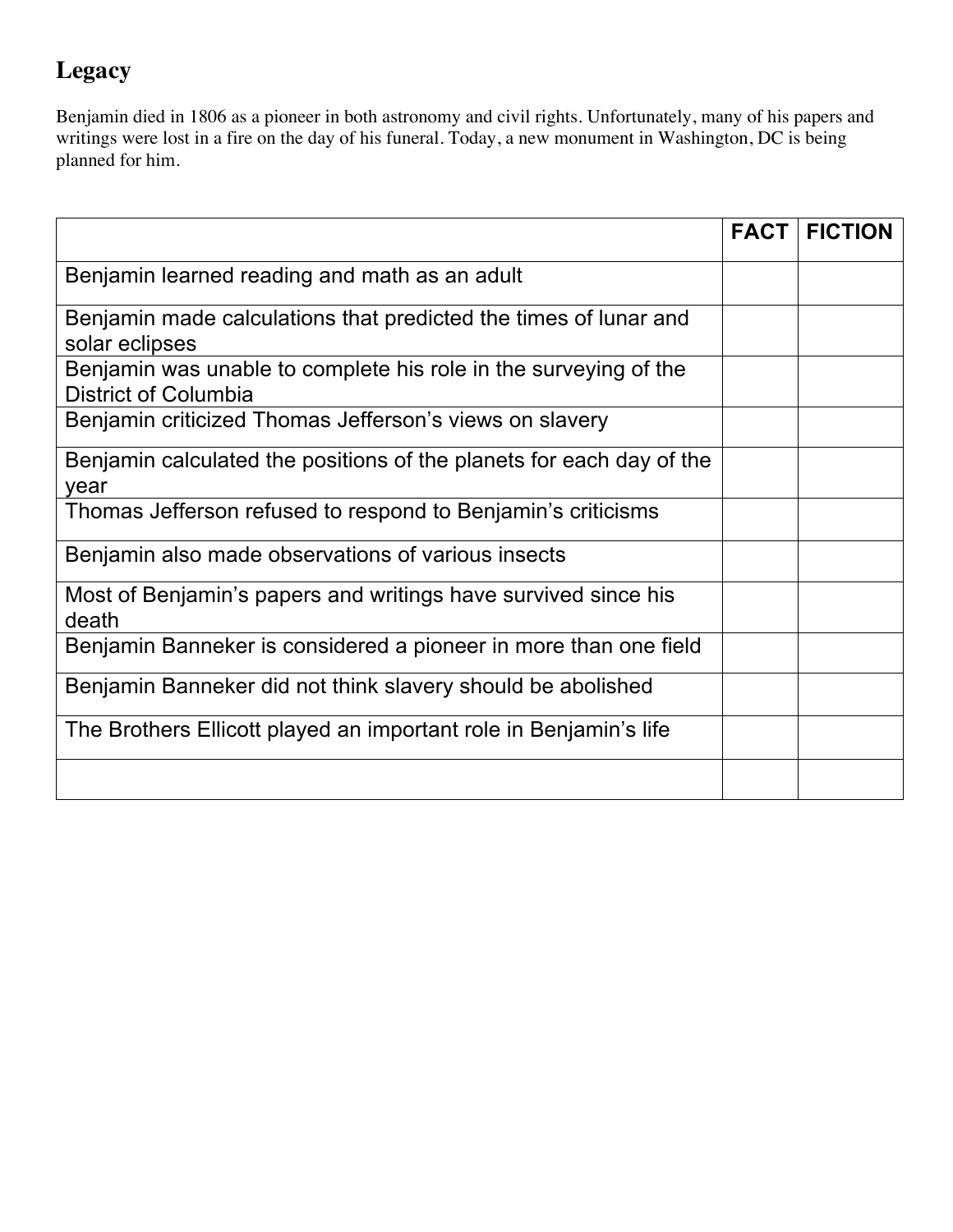## Legacy

Benjamin died in 1806 as a pioneer in both astronomy and civil rights. Unfortunately, many of his papers and writings were lost in a fire on the day of his funeral. Today, a new monument in Washington, DC is being planned for him.

| | FACT | FICTION |
|---|---|---|
| Benjamin learned reading and math as an adult | | |
| Benjamin made calculations that predicted the times of lunar and solar eclipses | | |
| Benjamin was unable to complete his role in the surveying of the District of Columbia | | |
| Benjamin criticized Thomas Jefferson's views on slavery | | |
| Benjamin calculated the positions of the planets for each day of the year | | |
| Thomas Jefferson refused to respond to Benjamin's criticisms | | |
| Benjamin also made observations of various insects | | |
| Most of Benjamin's papers and writings have survived since his death | | |
| Benjamin Banneker is considered a pioneer in more than one field | | |
| Benjamin Banneker did not think slavery should be abolished | | |
| The Brothers Ellicott played an important role in Benjamin's life | | |
| | | |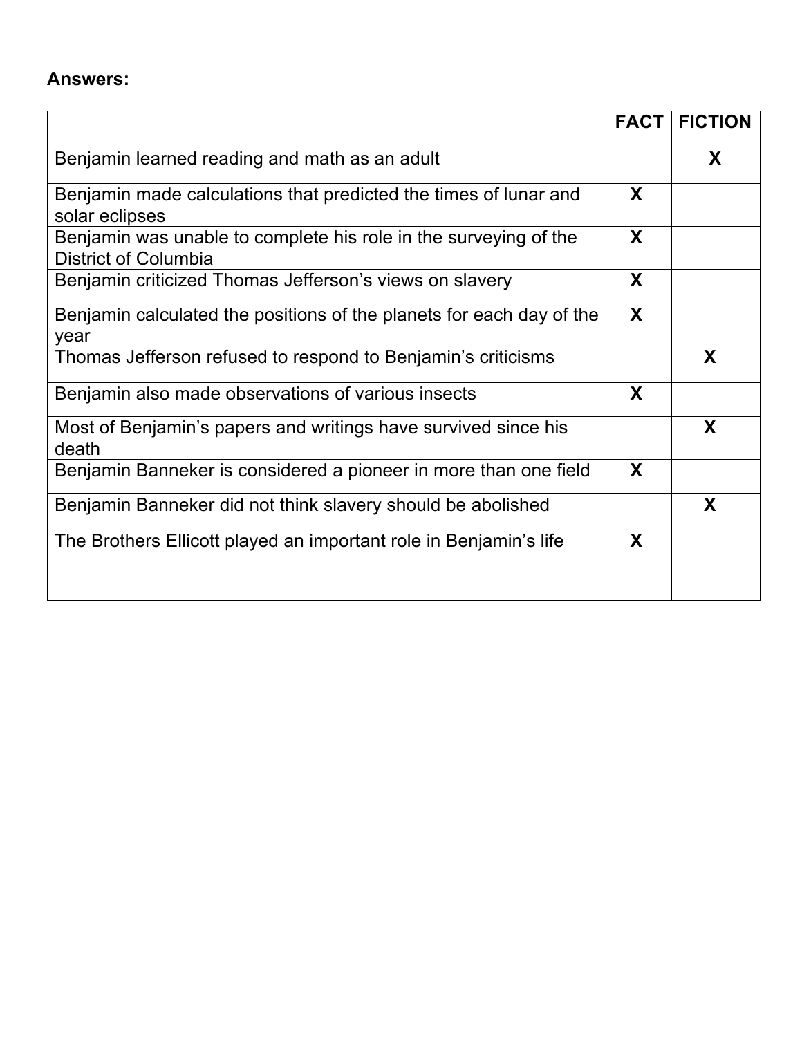**Answers:**

| | FACT | FICTION |
|---|---|---|
| Benjamin learned reading and math as an adult | | X |
| Benjamin made calculations that predicted the times of lunar and solar eclipses | X | |
| Benjamin was unable to complete his role in the surveying of the District of Columbia | X | |
| Benjamin criticized Thomas Jefferson's views on slavery | X | |
| Benjamin calculated the positions of the planets for each day of the year | X | |
| Thomas Jefferson refused to respond to Benjamin's criticisms | | X |
| Benjamin also made observations of various insects | X | |
| Most of Benjamin's papers and writings have survived since his death | | X |
| Benjamin Banneker is considered a pioneer in more than one field | X | |
| Benjamin Banneker did not think slavery should be abolished | | X |
| The Brothers Ellicott played an important role in Benjamin's life | X | |
| | | |